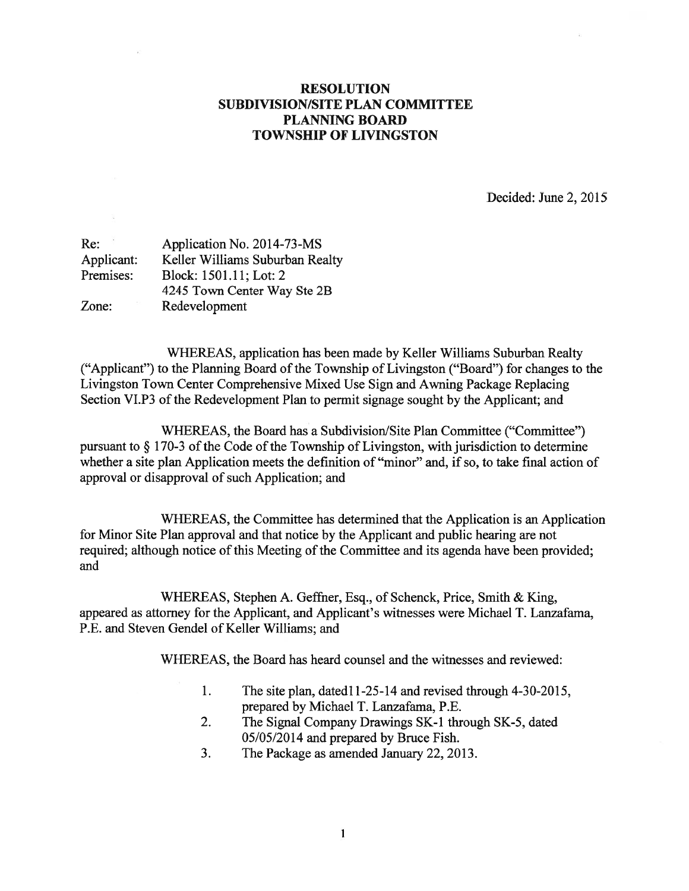# RESOLUTION
## SUBDIVISION/SITE PLAN COMMITTEE
## PLANNING BOARD
## TOWNSHIP OF LIVINGSTON

Decided: June 2, 2015

| | |
|---|---|
| Re: | Application No. 2014-73-MS |
| Applicant: | Keller Williams Suburban Realty |
| Premises: | Block: 1501.11; Lot: 2 |
| | 4245 Town Center Way Ste 2B |
| Zone: | Redevelopment |

WHEREAS, application has been made by Keller Williams Suburban Realty ("Applicant") to the Planning Board of the Township of Livingston ("Board") for changes to the Livingston Town Center Comprehensive Mixed Use Sign and Awning Package Replacing Section VI.P3 of the Redevelopment Plan to permit signage sought by the Applicant; and

WHEREAS, the Board has a Subdivision/Site Plan Committee ("Committee") pursuant to § 170-3 of the Code of the Township of Livingston, with jurisdiction to determine whether a site plan Application meets the definition of "minor" and, if so, to take final action of approval or disapproval of such Application; and

WHEREAS, the Committee has determined that the Application is an Application for Minor Site Plan approval and that notice by the Applicant and public hearing are not required; although notice of this Meeting of the Committee and its agenda have been provided; and

WHEREAS, Stephen A. Geffner, Esq., of Schenck, Price, Smith & King, appeared as attorney for the Applicant, and Applicant's witnesses were Michael T. Lanzafama, P.E. and Steven Gendel of Keller Williams; and

WHEREAS, the Board has heard counsel and the witnesses and reviewed:

1. The site plan, dated11-25-14 and revised through 4-30-2015, prepared by Michael T. Lanzafama, P.E.
2. The Signal Company Drawings SK-1 through SK-5, dated 05/05/2014 and prepared by Bruce Fish.
3. The Package as amended January 22, 2013.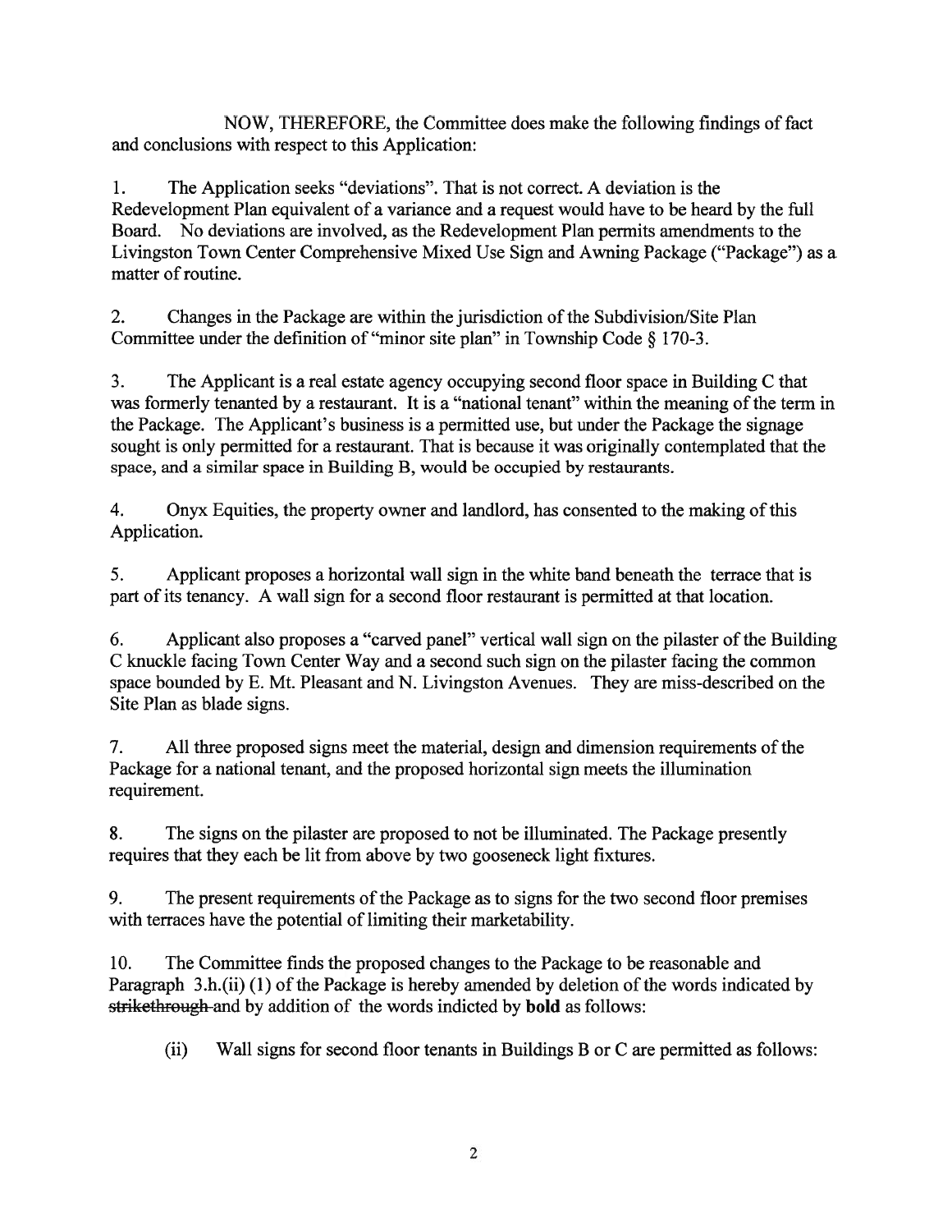NOW, THEREFORE, the Committee does make the following findings of fact and conclusions with respect to this Application:

1. The Application seeks "deviations". That is not correct. A deviation is the Redevelopment Plan equivalent of a variance and a request would have to be heard by the full Board. No deviations are involved, as the Redevelopment Plan permits amendments to the Livingston Town Center Comprehensive Mixed Use Sign and Awning Package ("Package") as a matter of routine.

2. Changes in the Package are within the jurisdiction of the Subdivision/Site Plan Committee under the definition of "minor site plan" in Township Code § 170-3.

3. The Applicant is a real estate agency occupying second floor space in Building C that was formerly tenanted by a restaurant. It is a "national tenant" within the meaning of the term in the Package. The Applicant's business is a permitted use, but under the Package the signage sought is only permitted for a restaurant. That is because it was originally contemplated that the space, and a similar space in Building B, would be occupied by restaurants.

4. Onyx Equities, the property owner and landlord, has consented to the making of this Application.

5. Applicant proposes a horizontal wall sign in the white band beneath the terrace that is part of its tenancy. A wall sign for a second floor restaurant is permitted at that location.

6. Applicant also proposes a "carved panel" vertical wall sign on the pilaster of the Building C knuckle facing Town Center Way and a second such sign on the pilaster facing the common space bounded by E. Mt. Pleasant and N. Livingston Avenues. They are miss-described on the Site Plan as blade signs.

7. All three proposed signs meet the material, design and dimension requirements of the Package for a national tenant, and the proposed horizontal sign meets the illumination requirement.

8. The signs on the pilaster are proposed to not be illuminated. The Package presently requires that they each be lit from above by two gooseneck light fixtures.

9. The present requirements of the Package as to signs for the two second floor premises with terraces have the potential of limiting their marketability.

10. The Committee finds the proposed changes to the Package to be reasonable and Paragraph 3.h.(ii) (1) of the Package is hereby amended by deletion of the words indicated by ~~strikethrough~~ and by addition of the words indicted by **bold** as follows:

    (ii) Wall signs for second floor tenants in Buildings B or C are permitted as follows: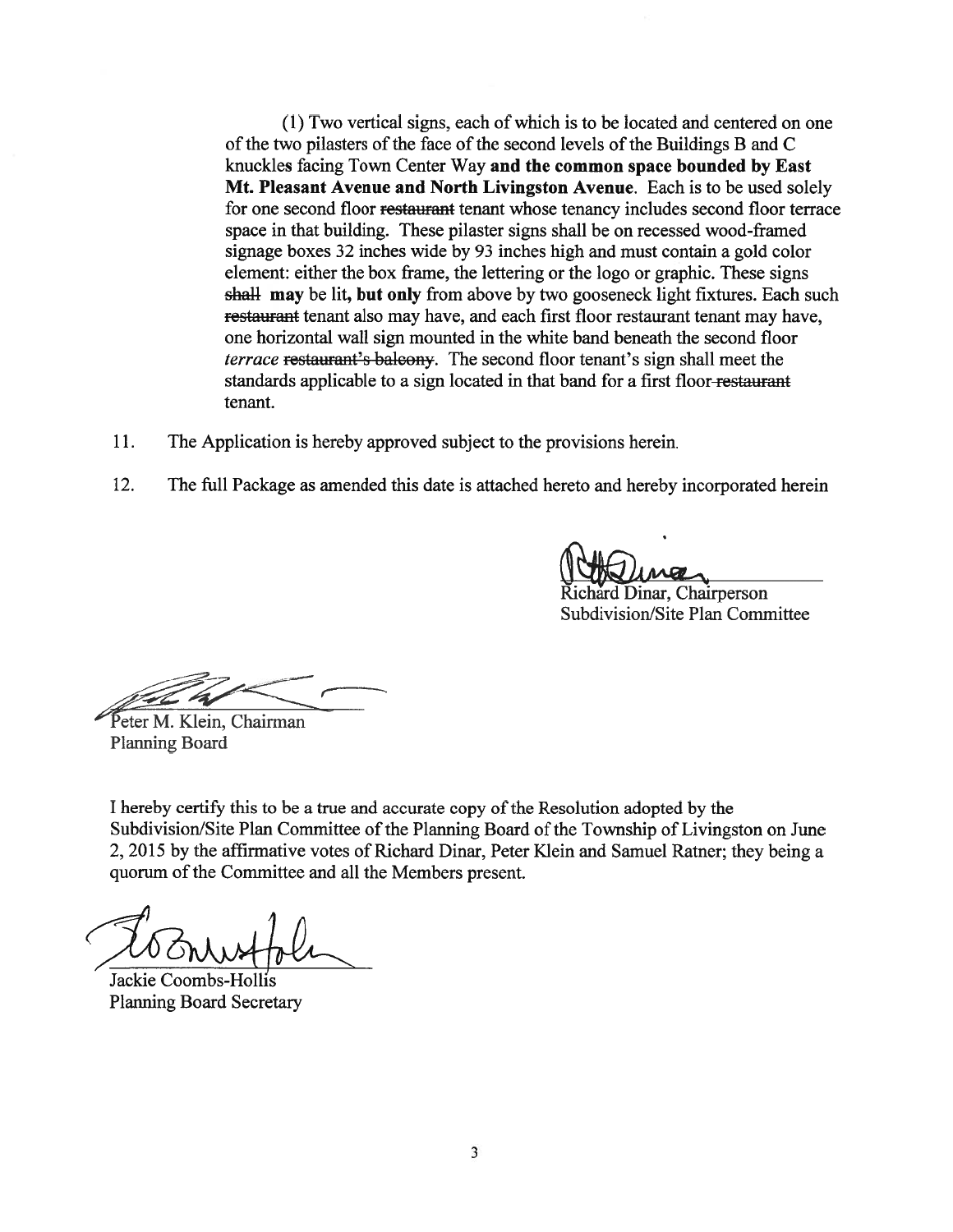(1) Two vertical signs, each of which is to be located and centered on one of the two pilasters of the face of the second levels of the Buildings B and C knuckles facing Town Center Way **and the common space bounded by East Mt. Pleasant Avenue and North Livingston Avenue**. Each is to be used solely for one second floor ~~restaurant~~ tenant whose tenancy includes second floor terrace space in that building. These pilaster signs shall be on recessed wood-framed signage boxes 32 inches wide by 93 inches high and must contain a gold color element: either the box frame, the lettering or the logo or graphic. These signs ~~shall~~ **may** be lit, **but only** from above by two gooseneck light fixtures. Each such ~~restaurant~~ tenant also may have, and each first floor restaurant tenant may have, one horizontal wall sign mounted in the white band beneath the second floor *terrace* ~~restaurant's balcony~~. The second floor tenant's sign shall meet the standards applicable to a sign located in that band for a first floor ~~restaurant~~ tenant.

11. The Application is hereby approved subject to the provisions herein.

12. The full Package as amended this date is attached hereto and hereby incorporated herein

Richard Dinar, Chairperson
Subdivision/Site Plan Committee

Peter M. Klein, Chairman
Planning Board

I hereby certify this to be a true and accurate copy of the Resolution adopted by the Subdivision/Site Plan Committee of the Planning Board of the Township of Livingston on June 2, 2015 by the affirmative votes of Richard Dinar, Peter Klein and Samuel Ratner; they being a quorum of the Committee and all the Members present.

Jackie Coombs-Hollis
Planning Board Secretary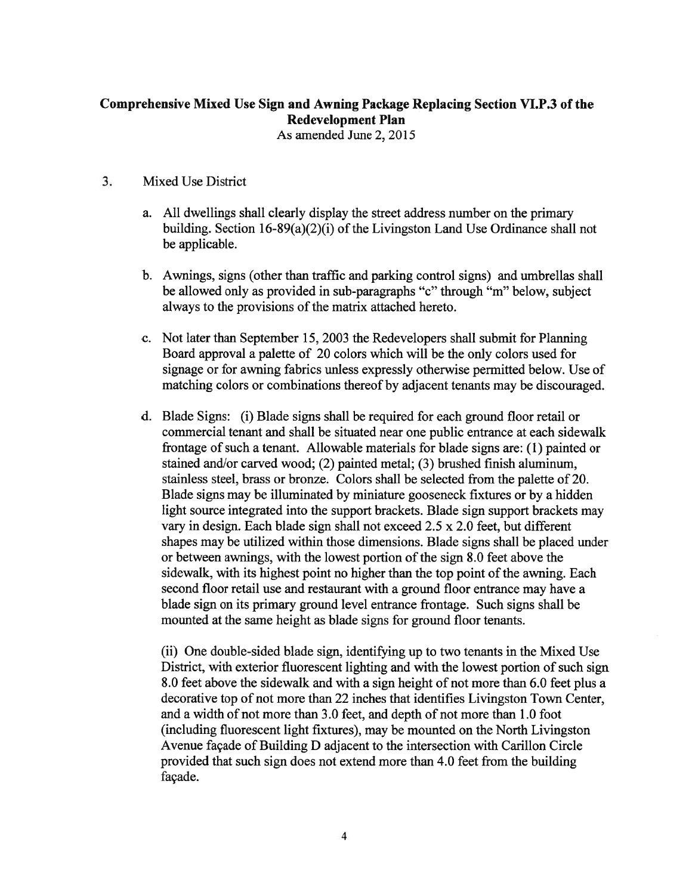**Comprehensive Mixed Use Sign and Awning Package Replacing Section VI.P.3 of the Redevelopment Plan**

As amended June 2, 2015

3. Mixed Use District

   a. All dwellings shall clearly display the street address number on the primary building. Section 16-89(a)(2)(i) of the Livingston Land Use Ordinance shall not be applicable.

   b. Awnings, signs (other than traffic and parking control signs) and umbrellas shall be allowed only as provided in sub-paragraphs "c" through "m" below, subject always to the provisions of the matrix attached hereto.

   c. Not later than September 15, 2003 the Redevelopers shall submit for Planning Board approval a palette of 20 colors which will be the only colors used for signage or for awning fabrics unless expressly otherwise permitted below. Use of matching colors or combinations thereof by adjacent tenants may be discouraged.

   d. Blade Signs: (i) Blade signs shall be required for each ground floor retail or commercial tenant and shall be situated near one public entrance at each sidewalk frontage of such a tenant. Allowable materials for blade signs are: (1) painted or stained and/or carved wood; (2) painted metal; (3) brushed finish aluminum, stainless steel, brass or bronze. Colors shall be selected from the palette of 20. Blade signs may be illuminated by miniature gooseneck fixtures or by a hidden light source integrated into the support brackets. Blade sign support brackets may vary in design. Each blade sign shall not exceed 2.5 x 2.0 feet, but different shapes may be utilized within those dimensions. Blade signs shall be placed under or between awnings, with the lowest portion of the sign 8.0 feet above the sidewalk, with its highest point no higher than the top point of the awning. Each second floor retail use and restaurant with a ground floor entrance may have a blade sign on its primary ground level entrance frontage. Such signs shall be mounted at the same height as blade signs for ground floor tenants.

      (ii) One double-sided blade sign, identifying up to two tenants in the Mixed Use District, with exterior fluorescent lighting and with the lowest portion of such sign 8.0 feet above the sidewalk and with a sign height of not more than 6.0 feet plus a decorative top of not more than 22 inches that identifies Livingston Town Center, and a width of not more than 3.0 feet, and depth of not more than 1.0 foot (including fluorescent light fixtures), may be mounted on the North Livingston Avenue façade of Building D adjacent to the intersection with Carillon Circle provided that such sign does not extend more than 4.0 feet from the building façade.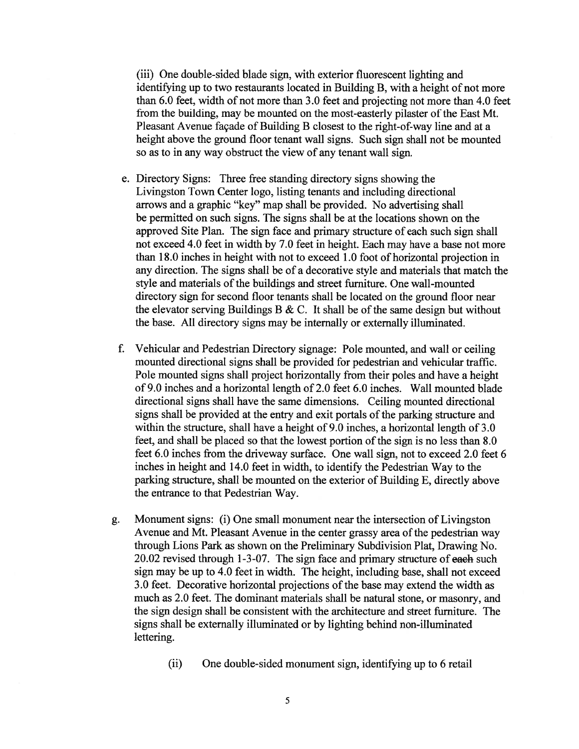(iii) One double-sided blade sign, with exterior fluorescent lighting and identifying up to two restaurants located in Building B, with a height of not more than 6.0 feet, width of not more than 3.0 feet and projecting not more than 4.0 feet from the building, may be mounted on the most-easterly pilaster of the East Mt. Pleasant Avenue façade of Building B closest to the right-of-way line and at a height above the ground floor tenant wall signs. Such sign shall not be mounted so as to in any way obstruct the view of any tenant wall sign.

e. Directory Signs: Three free standing directory signs showing the Livingston Town Center logo, listing tenants and including directional arrows and a graphic "key" map shall be provided. No advertising shall be permitted on such signs. The signs shall be at the locations shown on the approved Site Plan. The sign face and primary structure of each such sign shall not exceed 4.0 feet in width by 7.0 feet in height. Each may have a base not more than 18.0 inches in height with not to exceed 1.0 foot of horizontal projection in any direction. The signs shall be of a decorative style and materials that match the style and materials of the buildings and street furniture. One wall-mounted directory sign for second floor tenants shall be located on the ground floor near the elevator serving Buildings B & C. It shall be of the same design but without the base. All directory signs may be internally or externally illuminated.

f. Vehicular and Pedestrian Directory signage: Pole mounted, and wall or ceiling mounted directional signs shall be provided for pedestrian and vehicular traffic. Pole mounted signs shall project horizontally from their poles and have a height of 9.0 inches and a horizontal length of 2.0 feet 6.0 inches. Wall mounted blade directional signs shall have the same dimensions. Ceiling mounted directional signs shall be provided at the entry and exit portals of the parking structure and within the structure, shall have a height of 9.0 inches, a horizontal length of 3.0 feet, and shall be placed so that the lowest portion of the sign is no less than 8.0 feet 6.0 inches from the driveway surface. One wall sign, not to exceed 2.0 feet 6 inches in height and 14.0 feet in width, to identify the Pedestrian Way to the parking structure, shall be mounted on the exterior of Building E, directly above the entrance to that Pedestrian Way.

g. Monument signs: (i) One small monument near the intersection of Livingston Avenue and Mt. Pleasant Avenue in the center grassy area of the pedestrian way through Lions Park as shown on the Preliminary Subdivision Plat, Drawing No. 20.02 revised through 1-3-07. The sign face and primary structure of ~~each~~ such sign may be up to 4.0 feet in width. The height, including base, shall not exceed 3.0 feet. Decorative horizontal projections of the base may extend the width as much as 2.0 feet. The dominant materials shall be natural stone, or masonry, and the sign design shall be consistent with the architecture and street furniture. The signs shall be externally illuminated or by lighting behind non-illuminated lettering.

(ii) One double-sided monument sign, identifying up to 6 retail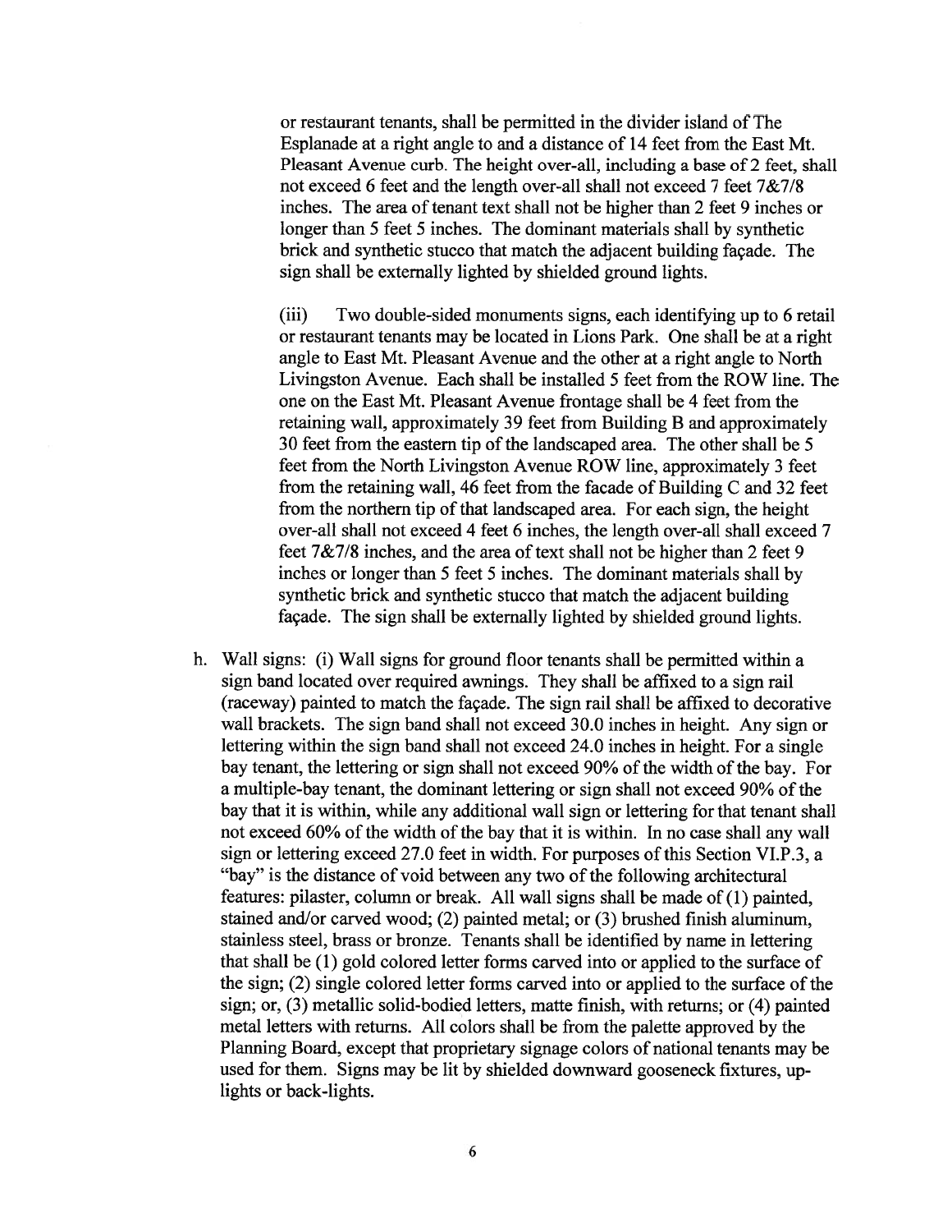or restaurant tenants, shall be permitted in the divider island of The Esplanade at a right angle to and a distance of 14 feet from the East Mt. Pleasant Avenue curb. The height over-all, including a base of 2 feet, shall not exceed 6 feet and the length over-all shall not exceed 7 feet 7&7/8 inches. The area of tenant text shall not be higher than 2 feet 9 inches or longer than 5 feet 5 inches. The dominant materials shall by synthetic brick and synthetic stucco that match the adjacent building façade. The sign shall be externally lighted by shielded ground lights.

(iii) Two double-sided monuments signs, each identifying up to 6 retail or restaurant tenants may be located in Lions Park. One shall be at a right angle to East Mt. Pleasant Avenue and the other at a right angle to North Livingston Avenue. Each shall be installed 5 feet from the ROW line. The one on the East Mt. Pleasant Avenue frontage shall be 4 feet from the retaining wall, approximately 39 feet from Building B and approximately 30 feet from the eastern tip of the landscaped area. The other shall be 5 feet from the North Livingston Avenue ROW line, approximately 3 feet from the retaining wall, 46 feet from the facade of Building C and 32 feet from the northern tip of that landscaped area. For each sign, the height over-all shall not exceed 4 feet 6 inches, the length over-all shall exceed 7 feet 7&7/8 inches, and the area of text shall not be higher than 2 feet 9 inches or longer than 5 feet 5 inches. The dominant materials shall by synthetic brick and synthetic stucco that match the adjacent building façade. The sign shall be externally lighted by shielded ground lights.

h. Wall signs: (i) Wall signs for ground floor tenants shall be permitted within a sign band located over required awnings. They shall be affixed to a sign rail (raceway) painted to match the façade. The sign rail shall be affixed to decorative wall brackets. The sign band shall not exceed 30.0 inches in height. Any sign or lettering within the sign band shall not exceed 24.0 inches in height. For a single bay tenant, the lettering or sign shall not exceed 90% of the width of the bay. For a multiple-bay tenant, the dominant lettering or sign shall not exceed 90% of the bay that it is within, while any additional wall sign or lettering for that tenant shall not exceed 60% of the width of the bay that it is within. In no case shall any wall sign or lettering exceed 27.0 feet in width. For purposes of this Section VI.P.3, a "bay" is the distance of void between any two of the following architectural features: pilaster, column or break. All wall signs shall be made of (1) painted, stained and/or carved wood; (2) painted metal; or (3) brushed finish aluminum, stainless steel, brass or bronze. Tenants shall be identified by name in lettering that shall be (1) gold colored letter forms carved into or applied to the surface of the sign; (2) single colored letter forms carved into or applied to the surface of the sign; or, (3) metallic solid-bodied letters, matte finish, with returns; or (4) painted metal letters with returns. All colors shall be from the palette approved by the Planning Board, except that proprietary signage colors of national tenants may be used for them. Signs may be lit by shielded downward gooseneck fixtures, up-lights or back-lights.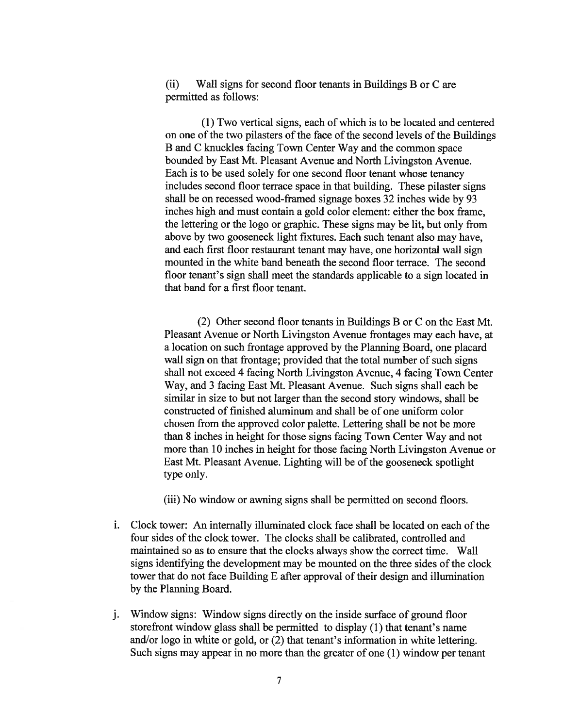(ii) Wall signs for second floor tenants in Buildings B or C are permitted as follows:

(1) Two vertical signs, each of which is to be located and centered on one of the two pilasters of the face of the second levels of the Buildings B and C knuckles facing Town Center Way and the common space bounded by East Mt. Pleasant Avenue and North Livingston Avenue. Each is to be used solely for one second floor tenant whose tenancy includes second floor terrace space in that building. These pilaster signs shall be on recessed wood-framed signage boxes 32 inches wide by 93 inches high and must contain a gold color element: either the box frame, the lettering or the logo or graphic. These signs may be lit, but only from above by two gooseneck light fixtures. Each such tenant also may have, and each first floor restaurant tenant may have, one horizontal wall sign mounted in the white band beneath the second floor terrace. The second floor tenant's sign shall meet the standards applicable to a sign located in that band for a first floor tenant.

(2) Other second floor tenants in Buildings B or C on the East Mt. Pleasant Avenue or North Livingston Avenue frontages may each have, at a location on such frontage approved by the Planning Board, one placard wall sign on that frontage; provided that the total number of such signs shall not exceed 4 facing North Livingston Avenue, 4 facing Town Center Way, and 3 facing East Mt. Pleasant Avenue. Such signs shall each be similar in size to but not larger than the second story windows, shall be constructed of finished aluminum and shall be of one uniform color chosen from the approved color palette. Lettering shall be not be more than 8 inches in height for those signs facing Town Center Way and not more than 10 inches in height for those facing North Livingston Avenue or East Mt. Pleasant Avenue. Lighting will be of the gooseneck spotlight type only.

(iii) No window or awning signs shall be permitted on second floors.

i. Clock tower: An internally illuminated clock face shall be located on each of the four sides of the clock tower. The clocks shall be calibrated, controlled and maintained so as to ensure that the clocks always show the correct time. Wall signs identifying the development may be mounted on the three sides of the clock tower that do not face Building E after approval of their design and illumination by the Planning Board.

j. Window signs: Window signs directly on the inside surface of ground floor storefront window glass shall be permitted to display (1) that tenant's name and/or logo in white or gold, or (2) that tenant's information in white lettering. Such signs may appear in no more than the greater of one (1) window per tenant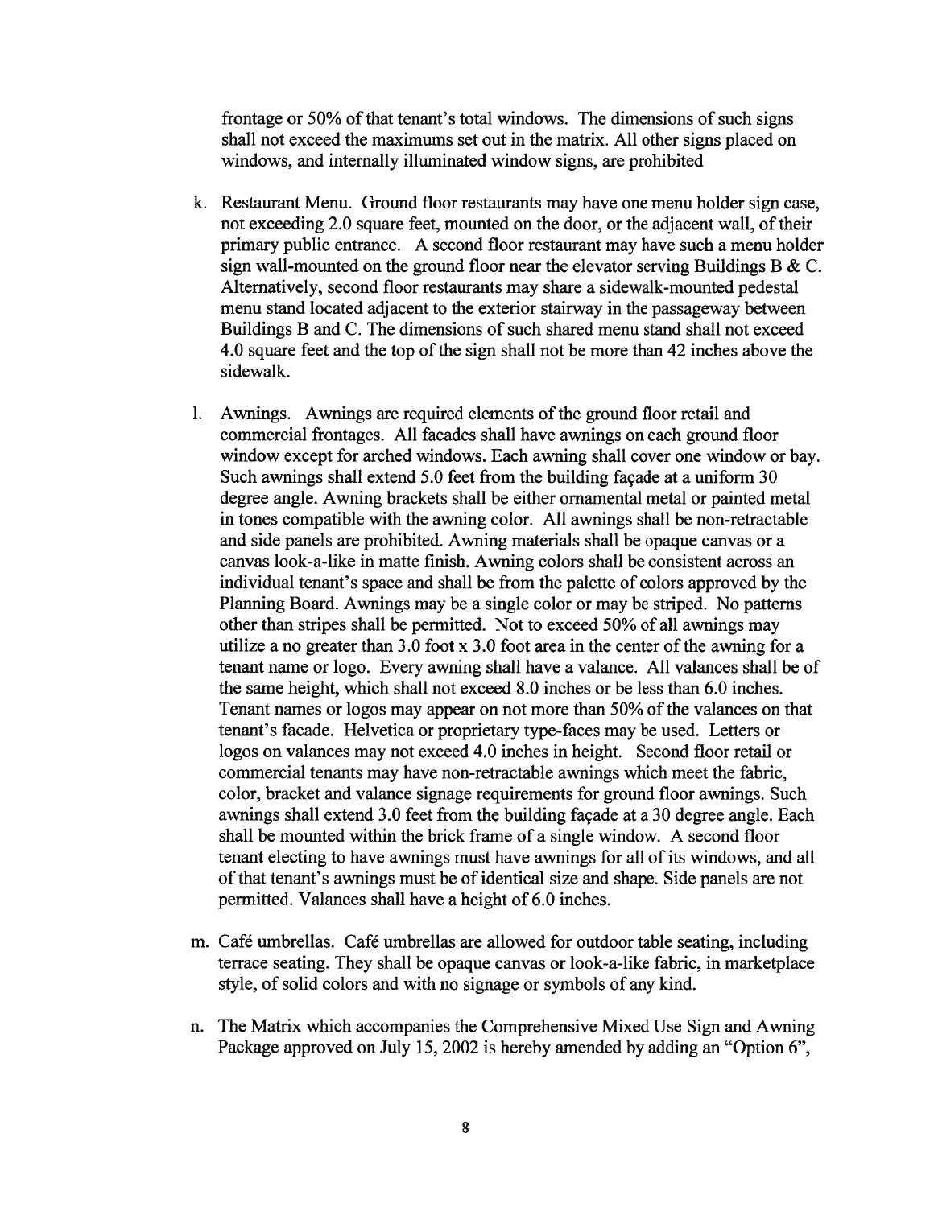frontage or 50% of that tenant's total windows. The dimensions of such signs shall not exceed the maximums set out in the matrix. All other signs placed on windows, and internally illuminated window signs, are prohibited

k. Restaurant Menu. Ground floor restaurants may have one menu holder sign case, not exceeding 2.0 square feet, mounted on the door, or the adjacent wall, of their primary public entrance. A second floor restaurant may have such a menu holder sign wall-mounted on the ground floor near the elevator serving Buildings B & C. Alternatively, second floor restaurants may share a sidewalk-mounted pedestal menu stand located adjacent to the exterior stairway in the passageway between Buildings B and C. The dimensions of such shared menu stand shall not exceed 4.0 square feet and the top of the sign shall not be more than 42 inches above the sidewalk.

l. Awnings. Awnings are required elements of the ground floor retail and commercial frontages. All facades shall have awnings on each ground floor window except for arched windows. Each awning shall cover one window or bay. Such awnings shall extend 5.0 feet from the building façade at a uniform 30 degree angle. Awning brackets shall be either ornamental metal or painted metal in tones compatible with the awning color. All awnings shall be non-retractable and side panels are prohibited. Awning materials shall be opaque canvas or a canvas look-a-like in matte finish. Awning colors shall be consistent across an individual tenant's space and shall be from the palette of colors approved by the Planning Board. Awnings may be a single color or may be striped. No patterns other than stripes shall be permitted. Not to exceed 50% of all awnings may utilize a no greater than 3.0 foot x 3.0 foot area in the center of the awning for a tenant name or logo. Every awning shall have a valance. All valances shall be of the same height, which shall not exceed 8.0 inches or be less than 6.0 inches. Tenant names or logos may appear on not more than 50% of the valances on that tenant's facade. Helvetica or proprietary type-faces may be used. Letters or logos on valances may not exceed 4.0 inches in height. Second floor retail or commercial tenants may have non-retractable awnings which meet the fabric, color, bracket and valance signage requirements for ground floor awnings. Such awnings shall extend 3.0 feet from the building façade at a 30 degree angle. Each shall be mounted within the brick frame of a single window. A second floor tenant electing to have awnings must have awnings for all of its windows, and all of that tenant's awnings must be of identical size and shape. Side panels are not permitted. Valances shall have a height of 6.0 inches.

m. Café umbrellas. Café umbrellas are allowed for outdoor table seating, including terrace seating. They shall be opaque canvas or look-a-like fabric, in marketplace style, of solid colors and with no signage or symbols of any kind.

n. The Matrix which accompanies the Comprehensive Mixed Use Sign and Awning Package approved on July 15, 2002 is hereby amended by adding an "Option 6",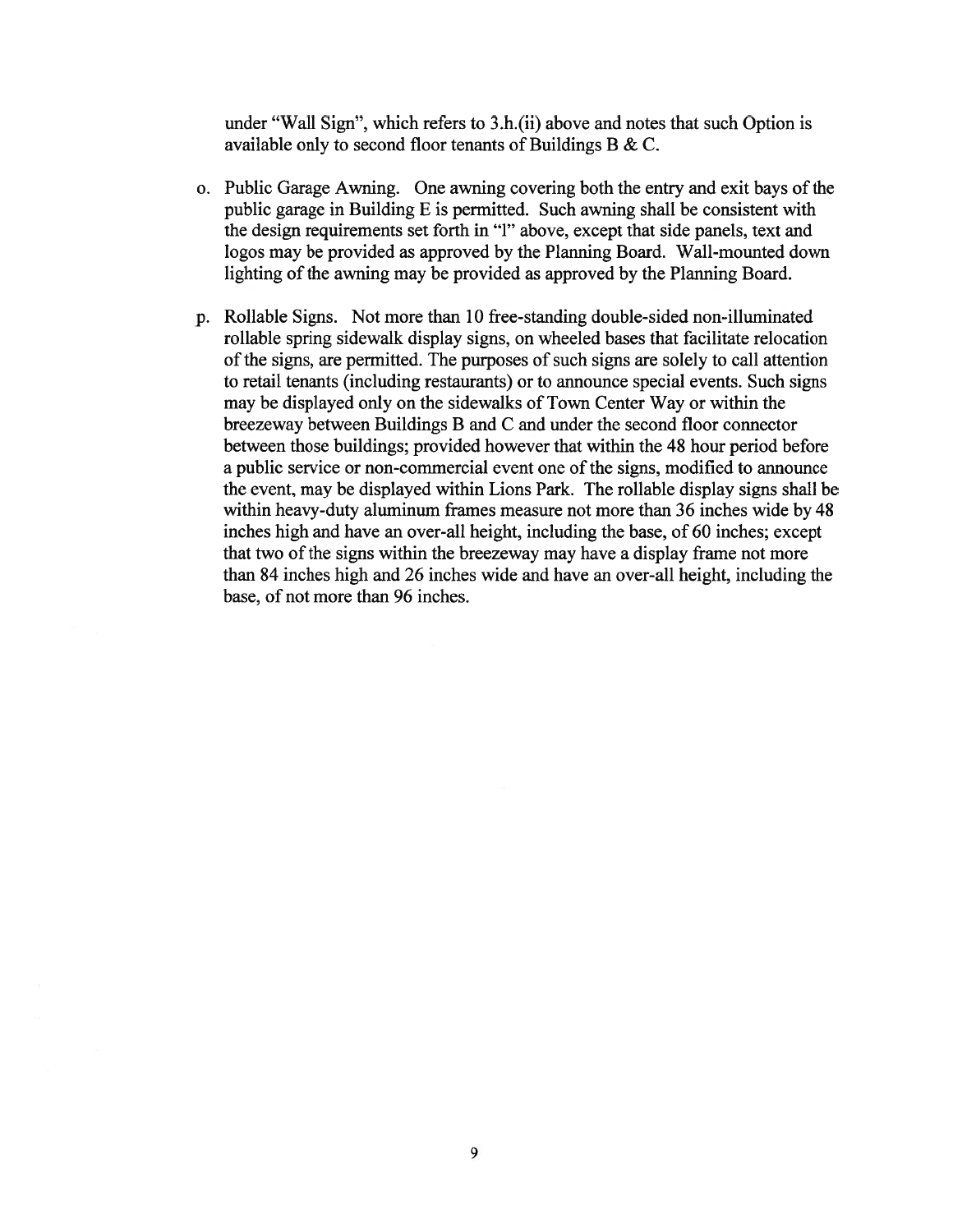under "Wall Sign", which refers to 3.h.(ii) above and notes that such Option is available only to second floor tenants of Buildings B & C.

o. Public Garage Awning. One awning covering both the entry and exit bays of the public garage in Building E is permitted. Such awning shall be consistent with the design requirements set forth in "l" above, except that side panels, text and logos may be provided as approved by the Planning Board. Wall-mounted down lighting of the awning may be provided as approved by the Planning Board.

p. Rollable Signs. Not more than 10 free-standing double-sided non-illuminated rollable spring sidewalk display signs, on wheeled bases that facilitate relocation of the signs, are permitted. The purposes of such signs are solely to call attention to retail tenants (including restaurants) or to announce special events. Such signs may be displayed only on the sidewalks of Town Center Way or within the breezeway between Buildings B and C and under the second floor connector between those buildings; provided however that within the 48 hour period before a public service or non-commercial event one of the signs, modified to announce the event, may be displayed within Lions Park. The rollable display signs shall be within heavy-duty aluminum frames measure not more than 36 inches wide by 48 inches high and have an over-all height, including the base, of 60 inches; except that two of the signs within the breezeway may have a display frame not more than 84 inches high and 26 inches wide and have an over-all height, including the base, of not more than 96 inches.